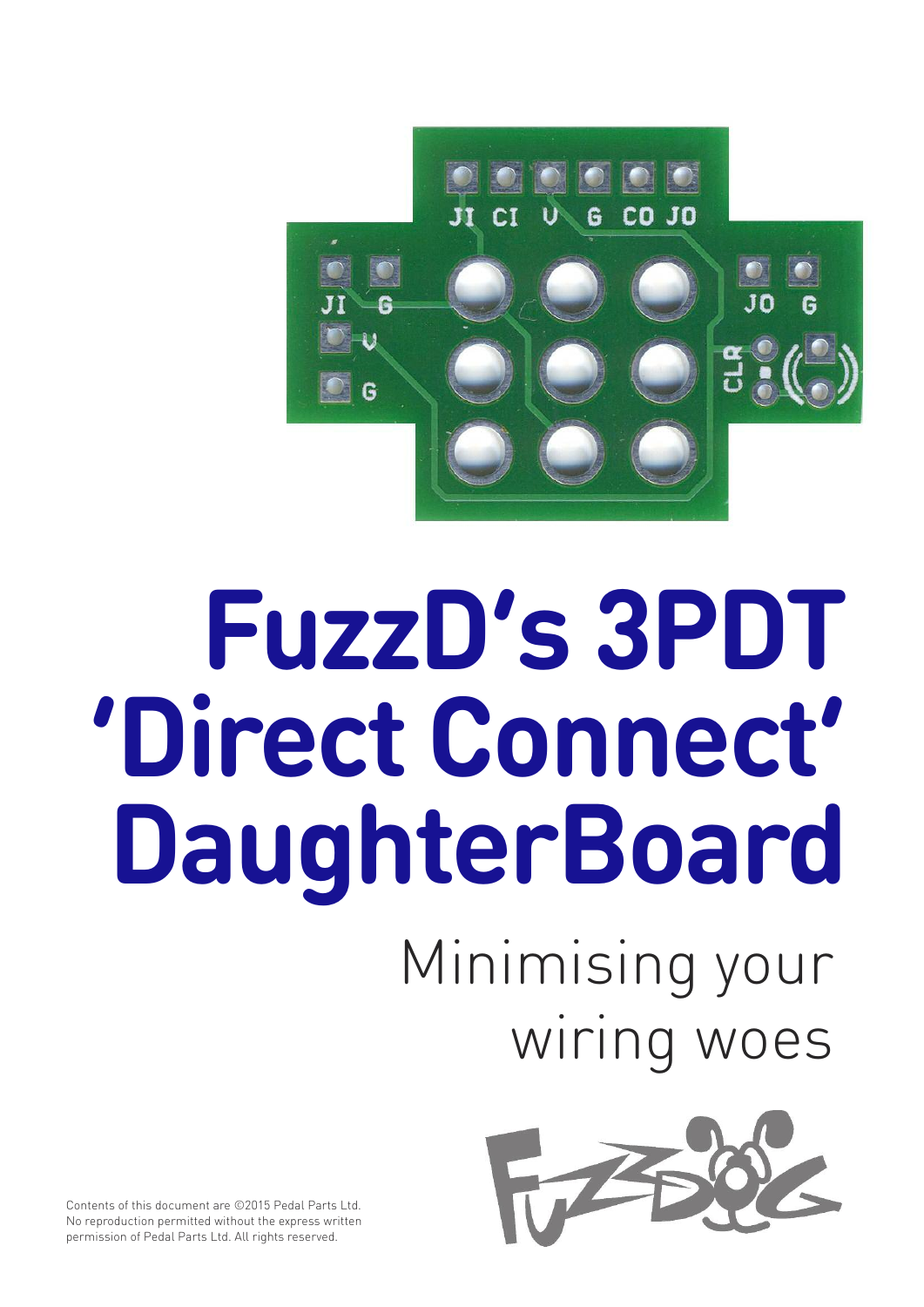# FuzzD's 3PDT 'Direct Connect' DaughterBoard

Minimising your wiring woes

Contents of this document are ©2015 Pedal Parts Ltd. No reproduction permitted without the express written permission of Pedal Parts Ltd. All rights reserved.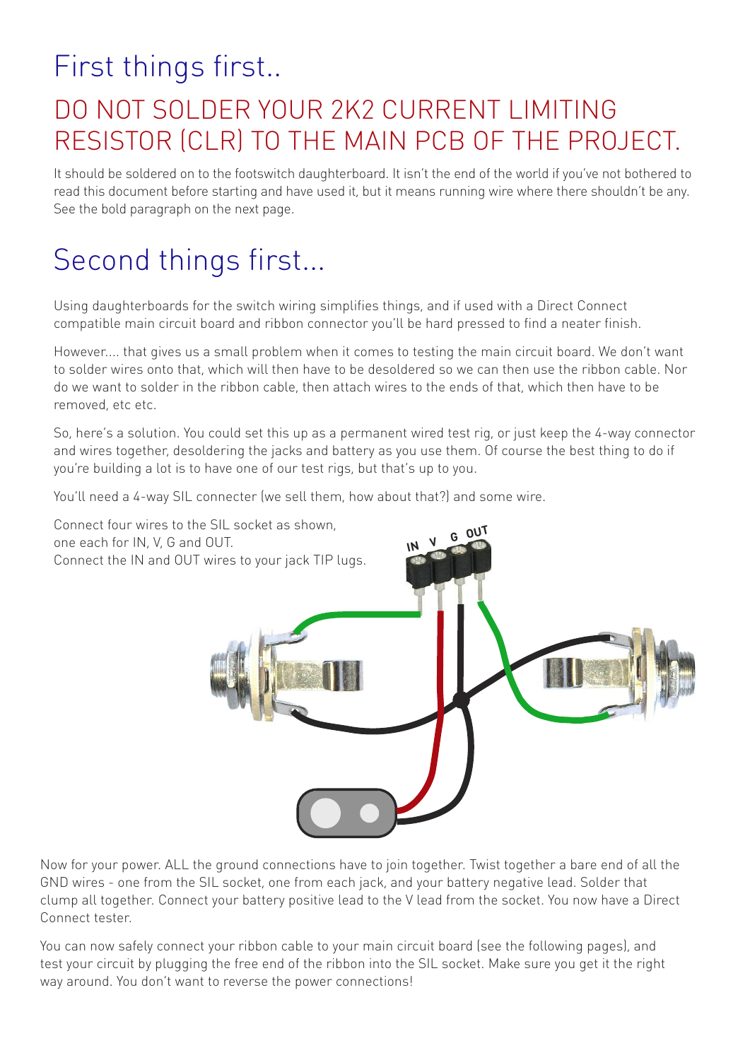# First things first..

## DO NOT SOLDER YOUR 2K2 CURRENT LIMITING RESISTOR (CLR) TO THE MAIN PCB OF THE PROJECT.

It should be soldered on to the footswitch daughterboard. It isn't the end of the world if you've not bothered to read this document before starting and have used it, but it means running wire where there shouldn't be any. See the bold paragraph on the next page.

# Second things first...

Using daughterboards for the switch wiring simplifies things, and if used with a Direct Connect compatible main circuit board and ribbon connector you'll be hard pressed to find a neater finish.

However.... that gives us a small problem when it comes to testing the main circuit board. We don't want to solder wires onto that, which will then have to be desoldered so we can then use the ribbon cable. Nor do we want to solder in the ribbon cable, then attach wires to the ends of that, which then have to be removed, etc etc.

So, here's a solution. You could set this up as a permanent wired test rig, or just keep the 4-way connector and wires together, desoldering the jacks and battery as you use them. Of course the best thing to do if you're building a lot is to have one of our test rigs, but that's up to you.

You'll need a 4-way SIL connecter (we sell them, how about that?) and some wire.

Connect four wires to the SIL socket as shown, one each for IN, V, G and OUT.
Connect the IN and OUT wires to your jack TIP lugs.

Now for your power. ALL the ground connections have to join together. Twist together a bare end of all the GND wires - one from the SIL socket, one from each jack, and your battery negative lead. Solder that clump all together. Connect your battery positive lead to the V lead from the socket. You now have a Direct Connect tester.

You can now safely connect your ribbon cable to your main circuit board (see the following pages), and test your circuit by plugging the free end of the ribbon into the SIL socket. Make sure you get it the right way around. You don't want to reverse the power connections!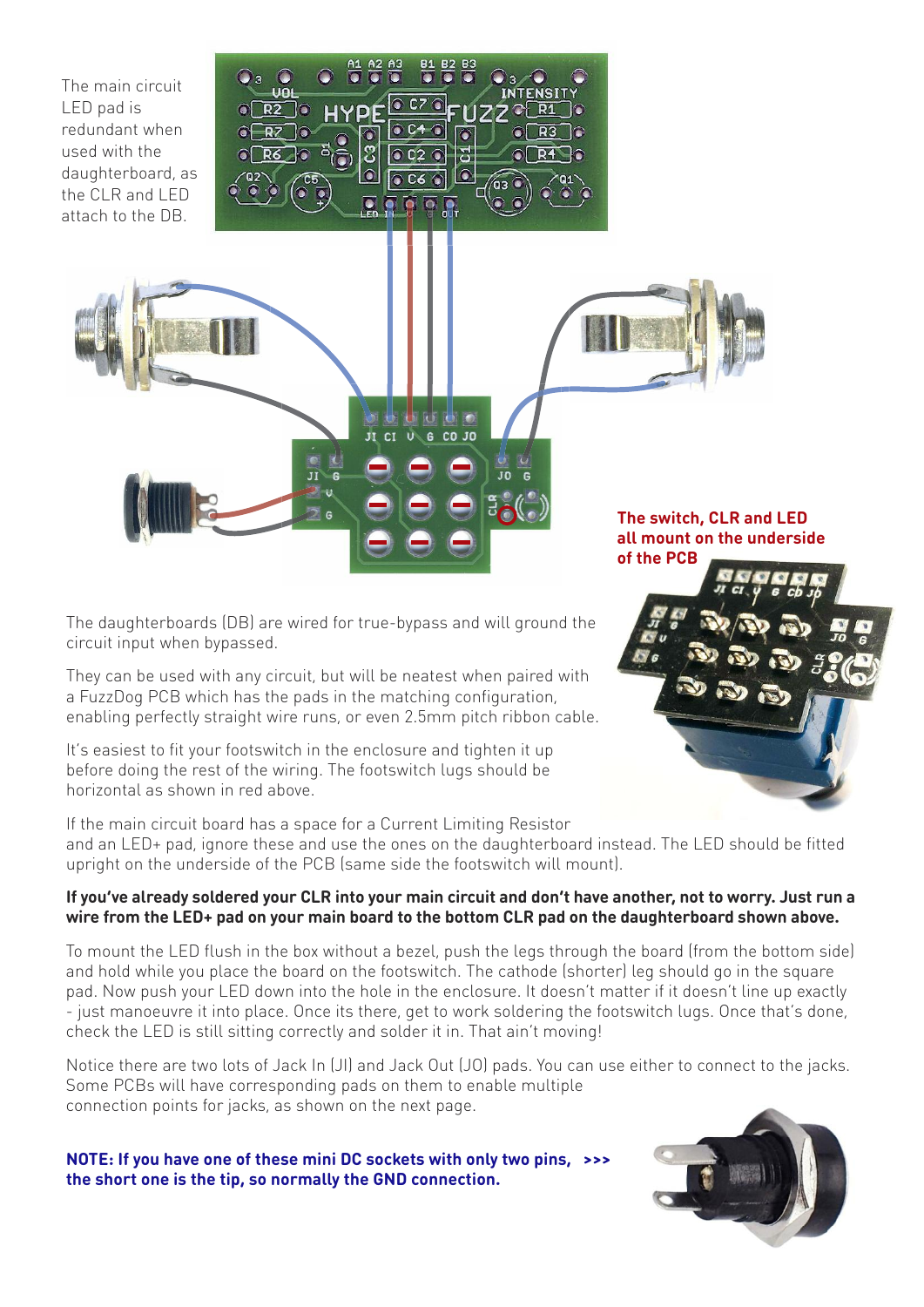The main circuit LED pad is redundant when used with the daughterboard, as the CLR and LED attach to the DB.

**The switch, CLR and LED all mount on the underside of the PCB**

The daughterboards (DB) are wired for true-bypass and will ground the circuit input when bypassed.

They can be used with any circuit, but will be neatest when paired with a FuzzDog PCB which has the pads in the matching configuration, enabling perfectly straight wire runs, or even 2.5mm pitch ribbon cable.

It's easiest to fit your footswitch in the enclosure and tighten it up before doing the rest of the wiring. The footswitch lugs should be horizontal as shown in red above.

If the main circuit board has a space for a Current Limiting Resistor and an LED+ pad, ignore these and use the ones on the daughterboard instead. The LED should be fitted upright on the underside of the PCB (same side the footswitch will mount).

**If you've already soldered your CLR into your main circuit and don't have another, not to worry. Just run a wire from the LED+ pad on your main board to the bottom CLR pad on the daughterboard shown above.**

To mount the LED flush in the box without a bezel, push the legs through the board (from the bottom side) and hold while you place the board on the footswitch. The cathode (shorter) leg should go in the square pad. Now push your LED down into the hole in the enclosure. It doesn't matter if it doesn't line up exactly - just manoeuvre it into place. Once its there, get to work soldering the footswitch lugs. Once that's done, check the LED is still sitting correctly and solder it in. That ain't moving!

Notice there are two lots of Jack In (JI) and Jack Out (JO) pads. You can use either to connect to the jacks. Some PCBs will have corresponding pads on them to enable multiple connection points for jacks, as shown on the next page.

**NOTE: If you have one of these mini DC sockets with only two pins, >>> the short one is the tip, so normally the GND connection.**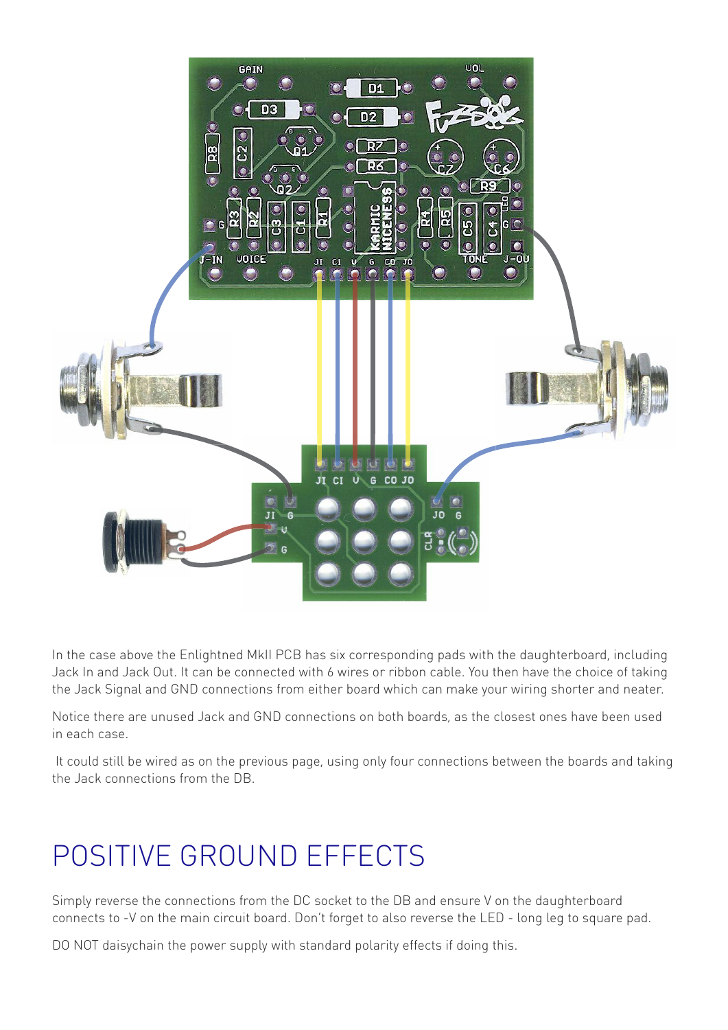In the case above the Enlightned MkII PCB has six corresponding pads with the daughterboard, including Jack In and Jack Out. It can be connected with 6 wires or ribbon cable. You then have the choice of taking the Jack Signal and GND connections from either board which can make your wiring shorter and neater.

Notice there are unused Jack and GND connections on both boards, as the closest ones have been used in each case.

It could still be wired as on the previous page, using only four connections between the boards and taking the Jack connections from the DB.

# POSITIVE GROUND EFFECTS

Simply reverse the connections from the DC socket to the DB and ensure V on the daughterboard connects to -V on the main circuit board. Don't forget to also reverse the LED - long leg to square pad.

DO NOT daisychain the power supply with standard polarity effects if doing this.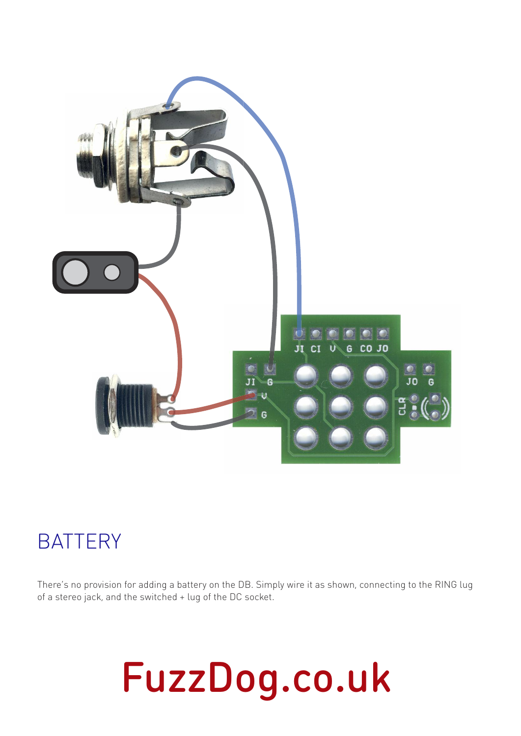# BATTERY

There's no provision for adding a battery on the DB. Simply wire it as shown, connecting to the RING lug of a stereo jack, and the switched + lug of the DC socket.

FuzzDog.co.uk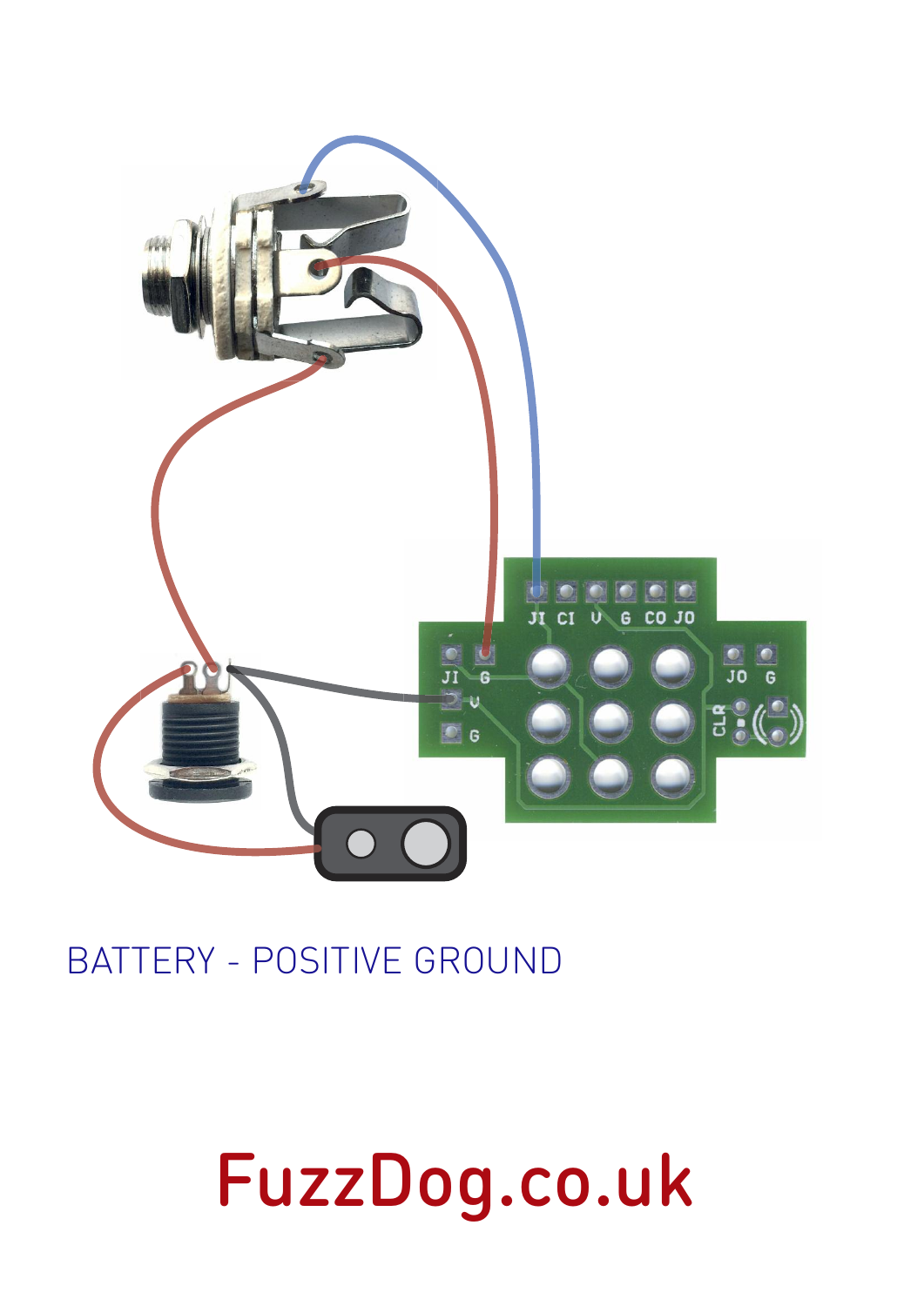BATTERY - POSITIVE GROUND

FuzzDog.co.uk